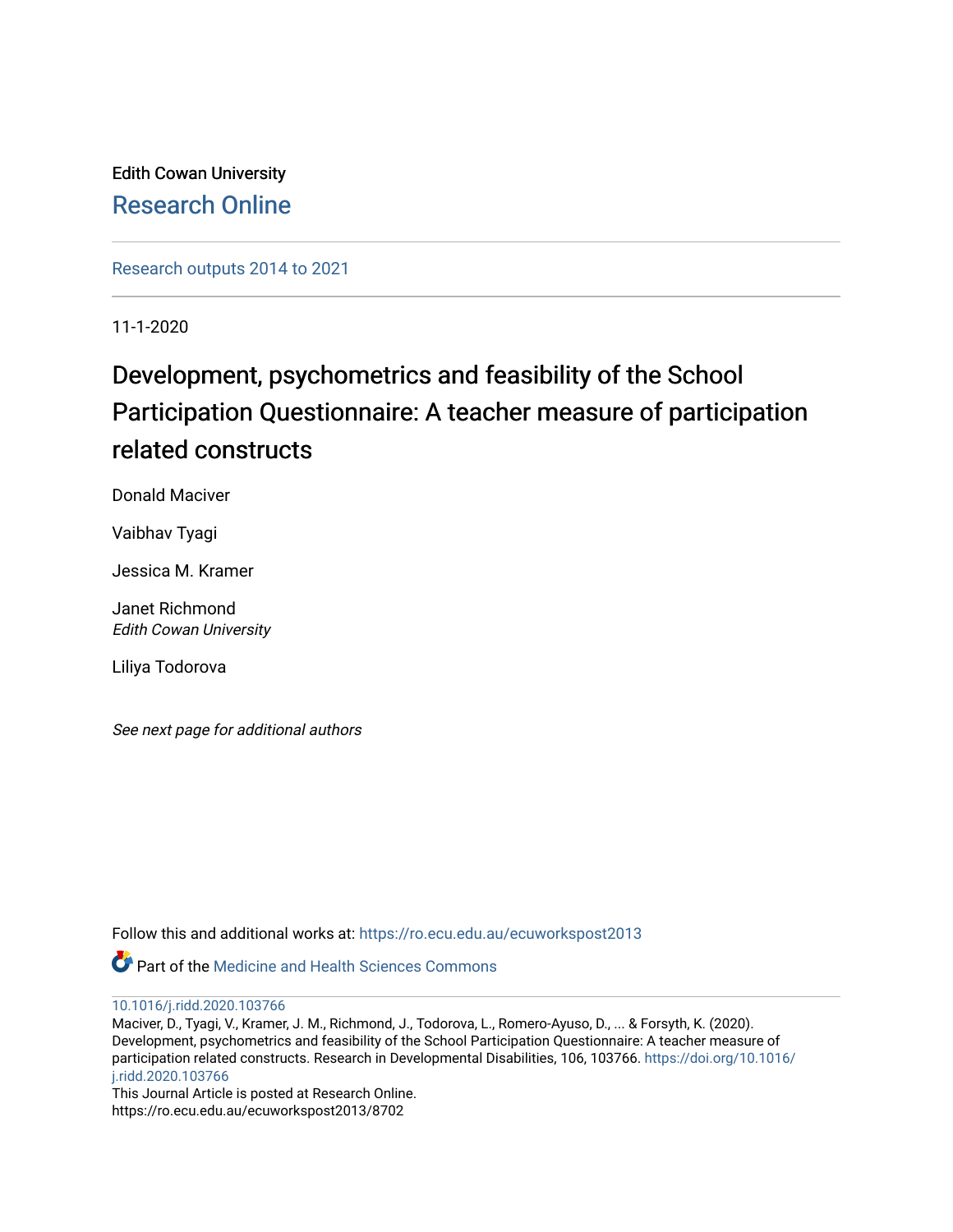Edith Cowan University

Research Online

Research outputs 2014 to 2021

11-1-2020

# Development, psychometrics and feasibility of the School Participation Questionnaire: A teacher measure of participation related constructs

Donald Maciver

Vaibhav Tyagi

Jessica M. Kramer

Janet Richmond
*Edith Cowan University*

Liliya Todorova

*See next page for additional authors*

Follow this and additional works at: https://ro.ecu.edu.au/ecuworkspost2013

Part of the Medicine and Health Sciences Commons

10.1016/j.ridd.2020.103766
Maciver, D., Tyagi, V., Kramer, J. M., Richmond, J., Todorova, L., Romero-Ayuso, D., ... & Forsyth, K. (2020). Development, psychometrics and feasibility of the School Participation Questionnaire: A teacher measure of participation related constructs. Research in Developmental Disabilities, 106, 103766. https://doi.org/10.1016/j.ridd.2020.103766
This Journal Article is posted at Research Online.
https://ro.ecu.edu.au/ecuworkspost2013/8702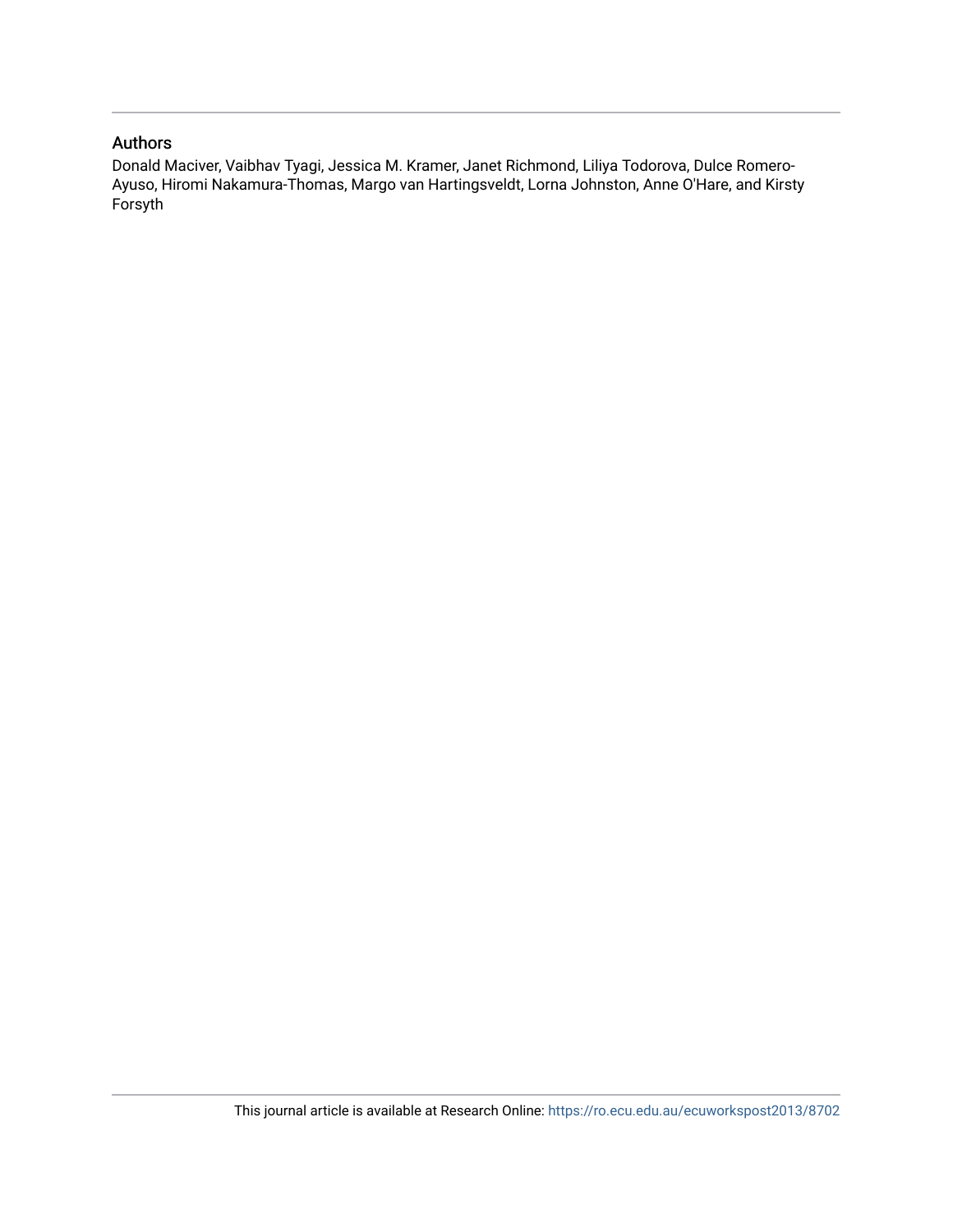## Authors

Donald Maciver, Vaibhav Tyagi, Jessica M. Kramer, Janet Richmond, Liliya Todorova, Dulce Romero-Ayuso, Hiromi Nakamura-Thomas, Margo van Hartingsveldt, Lorna Johnston, Anne O'Hare, and Kirsty Forsyth

This journal article is available at Research Online: https://ro.ecu.edu.au/ecuworkspost2013/8702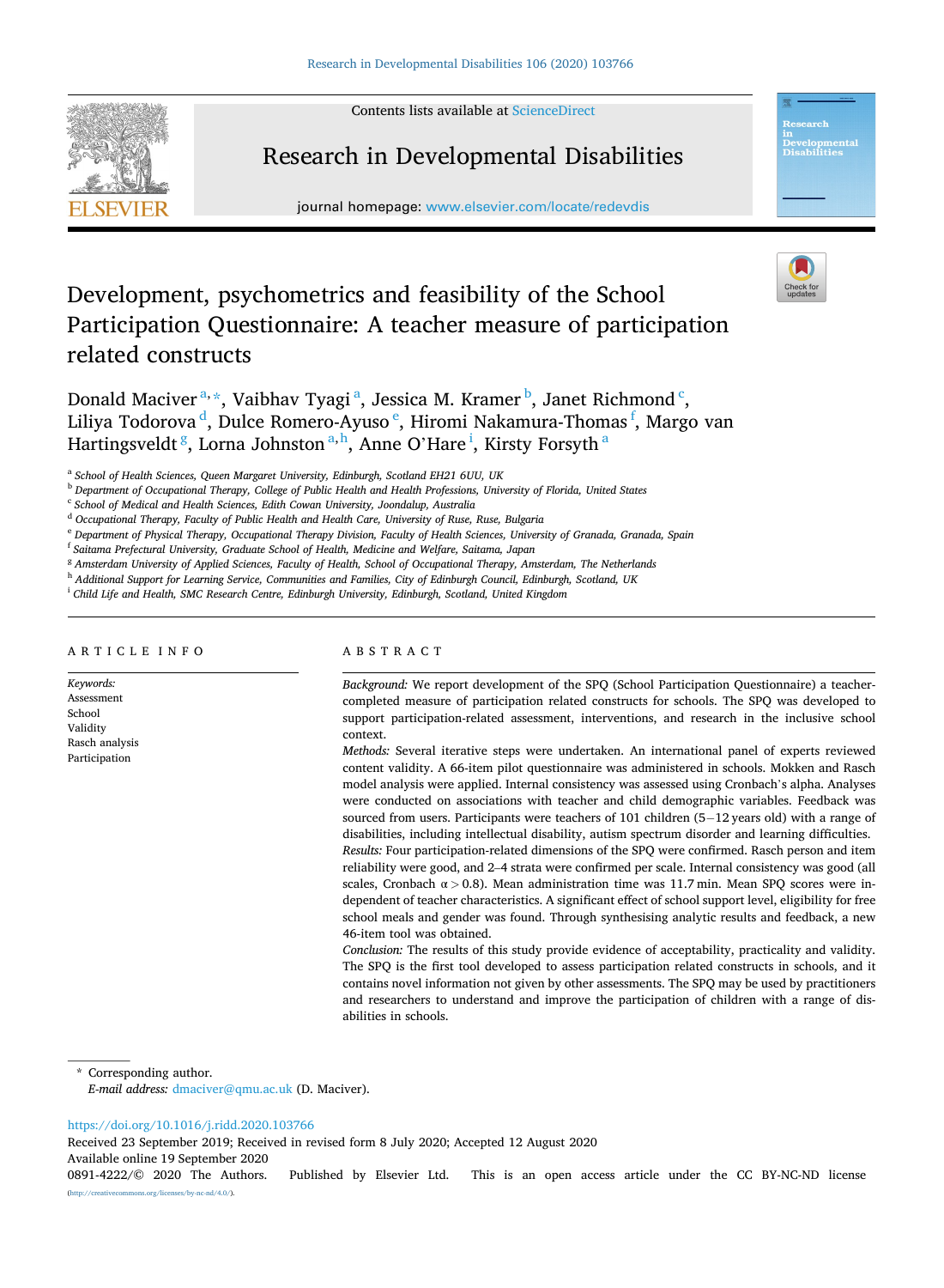# Development, psychometrics and feasibility of the School Participation Questionnaire: A teacher measure of participation related constructs

Donald Maciver[a,*], Vaibhav Tyagi[a], Jessica M. Kramer[b], Janet Richmond[c], Liliya Todorova[d], Dulce Romero-Ayuso[e], Hiromi Nakamura-Thomas[f], Margo van Hartingsveldt[g], Lorna Johnston[a,h], Anne O'Hare[i], Kirsty Forsyth[a]

[a] School of Health Sciences, Queen Margaret University, Edinburgh, Scotland EH21 6UU, UK
[b] Department of Occupational Therapy, College of Public Health and Health Professions, University of Florida, United States
[c] School of Medical and Health Sciences, Edith Cowan University, Joondalup, Australia
[d] Occupational Therapy, Faculty of Public Health and Health Care, University of Ruse, Ruse, Bulgaria
[e] Department of Physical Therapy, Occupational Therapy Division, Faculty of Health Sciences, University of Granada, Granada, Spain
[f] Saitama Prefectural University, Graduate School of Health, Medicine and Welfare, Saitama, Japan
[g] Amsterdam University of Applied Sciences, Faculty of Health, School of Occupational Therapy, Amsterdam, The Netherlands
[h] Additional Support for Learning Service, Communities and Families, City of Edinburgh Council, Edinburgh, Scotland, UK
[i] Child Life and Health, SMC Research Centre, Edinburgh University, Edinburgh, Scotland, United Kingdom

## ARTICLE INFO

*Keywords:*
Assessment
School
Validity
Rasch analysis
Participation

## ABSTRACT

*Background:* We report development of the SPQ (School Participation Questionnaire) a teacher-completed measure of participation related constructs for schools. The SPQ was developed to support participation-related assessment, interventions, and research in the inclusive school context.

*Methods:* Several iterative steps were undertaken. An international panel of experts reviewed content validity. A 66-item pilot questionnaire was administered in schools. Mokken and Rasch model analysis were applied. Internal consistency was assessed using Cronbach's alpha. Analyses were conducted on associations with teacher and child demographic variables. Feedback was sourced from users. Participants were teachers of 101 children (5−12 years old) with a range of disabilities, including intellectual disability, autism spectrum disorder and learning difficulties.

*Results:* Four participation-related dimensions of the SPQ were confirmed. Rasch person and item reliability were good, and 2–4 strata were confirmed per scale. Internal consistency was good (all scales, Cronbach $\alpha > 0.8$). Mean administration time was 11.7 min. Mean SPQ scores were independent of teacher characteristics. A significant effect of school support level, eligibility for free school meals and gender was found. Through synthesising analytic results and feedback, a new 46-item tool was obtained.

*Conclusion:* The results of this study provide evidence of acceptability, practicality and validity. The SPQ is the first tool developed to assess participation related constructs in schools, and it contains novel information not given by other assessments. The SPQ may be used by practitioners and researchers to understand and improve the participation of children with a range of disabilities in schools.

\* Corresponding author.
*E-mail address:* dmaciver@qmu.ac.uk (D. Maciver).

https://doi.org/10.1016/j.ridd.2020.103766
Received 23 September 2019; Received in revised form 8 July 2020; Accepted 12 August 2020
Available online 19 September 2020
0891-4222/© 2020 The Authors. Published by Elsevier Ltd. This is an open access article under the CC BY-NC-ND license (http://creativecommons.org/licenses/by-nc-nd/4.0/).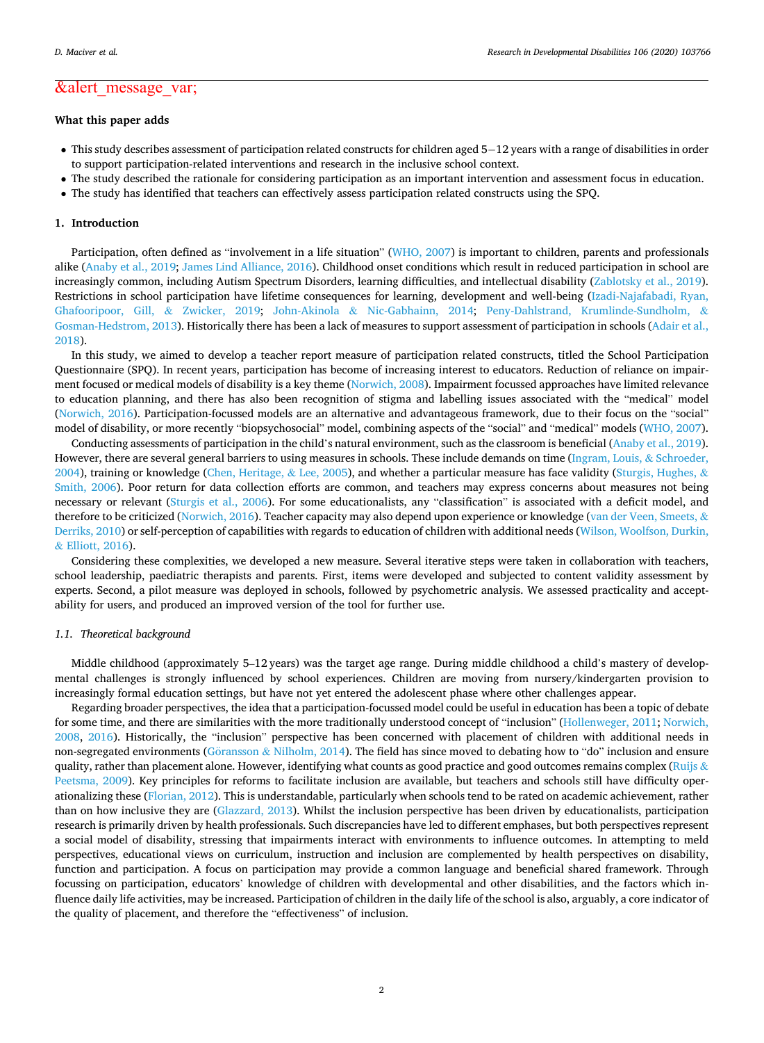&alert_message_var;

**What this paper adds**

- This study describes assessment of participation related constructs for children aged 5−12 years with a range of disabilities in order to support participation-related interventions and research in the inclusive school context.
- The study described the rationale for considering participation as an important intervention and assessment focus in education.
- The study has identified that teachers can effectively assess participation related constructs using the SPQ.

## 1. Introduction

Participation, often defined as "involvement in a life situation" (WHO, 2007) is important to children, parents and professionals alike (Anaby et al., 2019; James Lind Alliance, 2016). Childhood onset conditions which result in reduced participation in school are increasingly common, including Autism Spectrum Disorders, learning difficulties, and intellectual disability (Zablotsky et al., 2019). Restrictions in school participation have lifetime consequences for learning, development and well-being (Izadi-Najafabadi, Ryan, Ghafooripoor, Gill, & Zwicker, 2019; John-Akinola & Nic-Gabhainn, 2014; Peny-Dahlstrand, Krumlinde-Sundholm, & Gosman-Hedstrom, 2013). Historically there has been a lack of measures to support assessment of participation in schools (Adair et al., 2018).

In this study, we aimed to develop a teacher report measure of participation related constructs, titled the School Participation Questionnaire (SPQ). In recent years, participation has become of increasing interest to educators. Reduction of reliance on impairment focused or medical models of disability is a key theme (Norwich, 2008). Impairment focussed approaches have limited relevance to education planning, and there has also been recognition of stigma and labelling issues associated with the "medical" model (Norwich, 2016). Participation-focussed models are an alternative and advantageous framework, due to their focus on the "social" model of disability, or more recently "biopsychosocial" model, combining aspects of the "social" and "medical" models (WHO, 2007).

Conducting assessments of participation in the child's natural environment, such as the classroom is beneficial (Anaby et al., 2019). However, there are several general barriers to using measures in schools. These include demands on time (Ingram, Louis, & Schroeder, 2004), training or knowledge (Chen, Heritage, & Lee, 2005), and whether a particular measure has face validity (Sturgis, Hughes, & Smith, 2006). Poor return for data collection efforts are common, and teachers may express concerns about measures not being necessary or relevant (Sturgis et al., 2006). For some educationalists, any "classification" is associated with a deficit model, and therefore to be criticized (Norwich, 2016). Teacher capacity may also depend upon experience or knowledge (van der Veen, Smeets, & Derriks, 2010) or self-perception of capabilities with regards to education of children with additional needs (Wilson, Woolfson, Durkin, & Elliott, 2016).

Considering these complexities, we developed a new measure. Several iterative steps were taken in collaboration with teachers, school leadership, paediatric therapists and parents. First, items were developed and subjected to content validity assessment by experts. Second, a pilot measure was deployed in schools, followed by psychometric analysis. We assessed practicality and acceptability for users, and produced an improved version of the tool for further use.

### 1.1. Theoretical background

Middle childhood (approximately 5–12 years) was the target age range. During middle childhood a child's mastery of developmental challenges is strongly influenced by school experiences. Children are moving from nursery/kindergarten provision to increasingly formal education settings, but have not yet entered the adolescent phase where other challenges appear.

Regarding broader perspectives, the idea that a participation-focussed model could be useful in education has been a topic of debate for some time, and there are similarities with the more traditionally understood concept of "inclusion" (Hollenweger, 2011; Norwich, 2008, 2016). Historically, the "inclusion" perspective has been concerned with placement of children with additional needs in non-segregated environments (Göransson & Nilholm, 2014). The field has since moved to debating how to "do" inclusion and ensure quality, rather than placement alone. However, identifying what counts as good practice and good outcomes remains complex (Ruijs & Peetsma, 2009). Key principles for reforms to facilitate inclusion are available, but teachers and schools still have difficulty operationalizing these (Florian, 2012). This is understandable, particularly when schools tend to be rated on academic achievement, rather than on how inclusive they are (Glazzard, 2013). Whilst the inclusion perspective has been driven by educationalists, participation research is primarily driven by health professionals. Such discrepancies have led to different emphases, but both perspectives represent a social model of disability, stressing that impairments interact with environments to influence outcomes. In attempting to meld perspectives, educational views on curriculum, instruction and inclusion are complemented by health perspectives on disability, function and participation. A focus on participation may provide a common language and beneficial shared framework. Through focussing on participation, educators' knowledge of children with developmental and other disabilities, and the factors which influence daily life activities, may be increased. Participation of children in the daily life of the school is also, arguably, a core indicator of the quality of placement, and therefore the "effectiveness" of inclusion.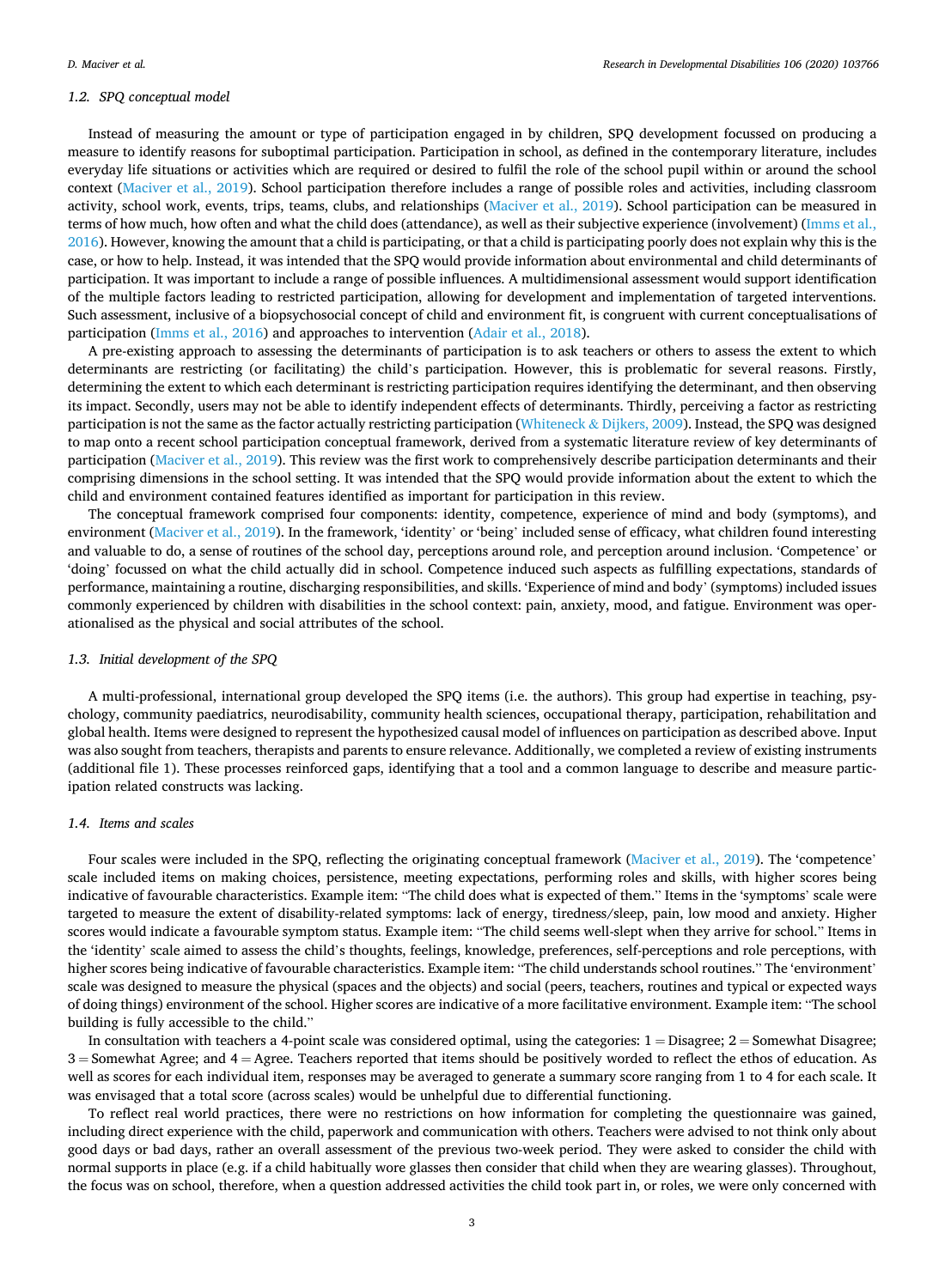### 1.2. SPQ conceptual model

Instead of measuring the amount or type of participation engaged in by children, SPQ development focussed on producing a measure to identify reasons for suboptimal participation. Participation in school, as defined in the contemporary literature, includes everyday life situations or activities which are required or desired to fulfil the role of the school pupil within or around the school context (Maciver et al., 2019). School participation therefore includes a range of possible roles and activities, including classroom activity, school work, events, trips, teams, clubs, and relationships (Maciver et al., 2019). School participation can be measured in terms of how much, how often and what the child does (attendance), as well as their subjective experience (involvement) (Imms et al., 2016). However, knowing the amount that a child is participating, or that a child is participating poorly does not explain why this is the case, or how to help. Instead, it was intended that the SPQ would provide information about environmental and child determinants of participation. It was important to include a range of possible influences. A multidimensional assessment would support identification of the multiple factors leading to restricted participation, allowing for development and implementation of targeted interventions. Such assessment, inclusive of a biopsychosocial concept of child and environment fit, is congruent with current conceptualisations of participation (Imms et al., 2016) and approaches to intervention (Adair et al., 2018).

A pre-existing approach to assessing the determinants of participation is to ask teachers or others to assess the extent to which determinants are restricting (or facilitating) the child's participation. However, this is problematic for several reasons. Firstly, determining the extent to which each determinant is restricting participation requires identifying the determinant, and then observing its impact. Secondly, users may not be able to identify independent effects of determinants. Thirdly, perceiving a factor as restricting participation is not the same as the factor actually restricting participation (Whiteneck & Dijkers, 2009). Instead, the SPQ was designed to map onto a recent school participation conceptual framework, derived from a systematic literature review of key determinants of participation (Maciver et al., 2019). This review was the first work to comprehensively describe participation determinants and their comprising dimensions in the school setting. It was intended that the SPQ would provide information about the extent to which the child and environment contained features identified as important for participation in this review.

The conceptual framework comprised four components: identity, competence, experience of mind and body (symptoms), and environment (Maciver et al., 2019). In the framework, 'identity' or 'being' included sense of efficacy, what children found interesting and valuable to do, a sense of routines of the school day, perceptions around role, and perception around inclusion. 'Competence' or 'doing' focussed on what the child actually did in school. Competence induced such aspects as fulfilling expectations, standards of performance, maintaining a routine, discharging responsibilities, and skills. 'Experience of mind and body' (symptoms) included issues commonly experienced by children with disabilities in the school context: pain, anxiety, mood, and fatigue. Environment was operationalised as the physical and social attributes of the school.

### 1.3. Initial development of the SPQ

A multi-professional, international group developed the SPQ items (i.e. the authors). This group had expertise in teaching, psychology, community paediatrics, neurodisability, community health sciences, occupational therapy, participation, rehabilitation and global health. Items were designed to represent the hypothesized causal model of influences on participation as described above. Input was also sought from teachers, therapists and parents to ensure relevance. Additionally, we completed a review of existing instruments (additional file 1). These processes reinforced gaps, identifying that a tool and a common language to describe and measure participation related constructs was lacking.

### 1.4. Items and scales

Four scales were included in the SPQ, reflecting the originating conceptual framework (Maciver et al., 2019). The 'competence' scale included items on making choices, persistence, meeting expectations, performing roles and skills, with higher scores being indicative of favourable characteristics. Example item: "The child does what is expected of them." Items in the 'symptoms' scale were targeted to measure the extent of disability-related symptoms: lack of energy, tiredness/sleep, pain, low mood and anxiety. Higher scores would indicate a favourable symptom status. Example item: "The child seems well-slept when they arrive for school." Items in the 'identity' scale aimed to assess the child's thoughts, feelings, knowledge, preferences, self-perceptions and role perceptions, with higher scores being indicative of favourable characteristics. Example item: "The child understands school routines." The 'environment' scale was designed to measure the physical (spaces and the objects) and social (peers, teachers, routines and typical or expected ways of doing things) environment of the school. Higher scores are indicative of a more facilitative environment. Example item: "The school building is fully accessible to the child."

In consultation with teachers a 4-point scale was considered optimal, using the categories: 1 = Disagree; 2 = Somewhat Disagree; 3 = Somewhat Agree; and 4 = Agree. Teachers reported that items should be positively worded to reflect the ethos of education. As well as scores for each individual item, responses may be averaged to generate a summary score ranging from 1 to 4 for each scale. It was envisaged that a total score (across scales) would be unhelpful due to differential functioning.

To reflect real world practices, there were no restrictions on how information for completing the questionnaire was gained, including direct experience with the child, paperwork and communication with others. Teachers were advised to not think only about good days or bad days, rather an overall assessment of the previous two-week period. They were asked to consider the child with normal supports in place (e.g. if a child habitually wore glasses then consider that child when they are wearing glasses). Throughout, the focus was on school, therefore, when a question addressed activities the child took part in, or roles, we were only concerned with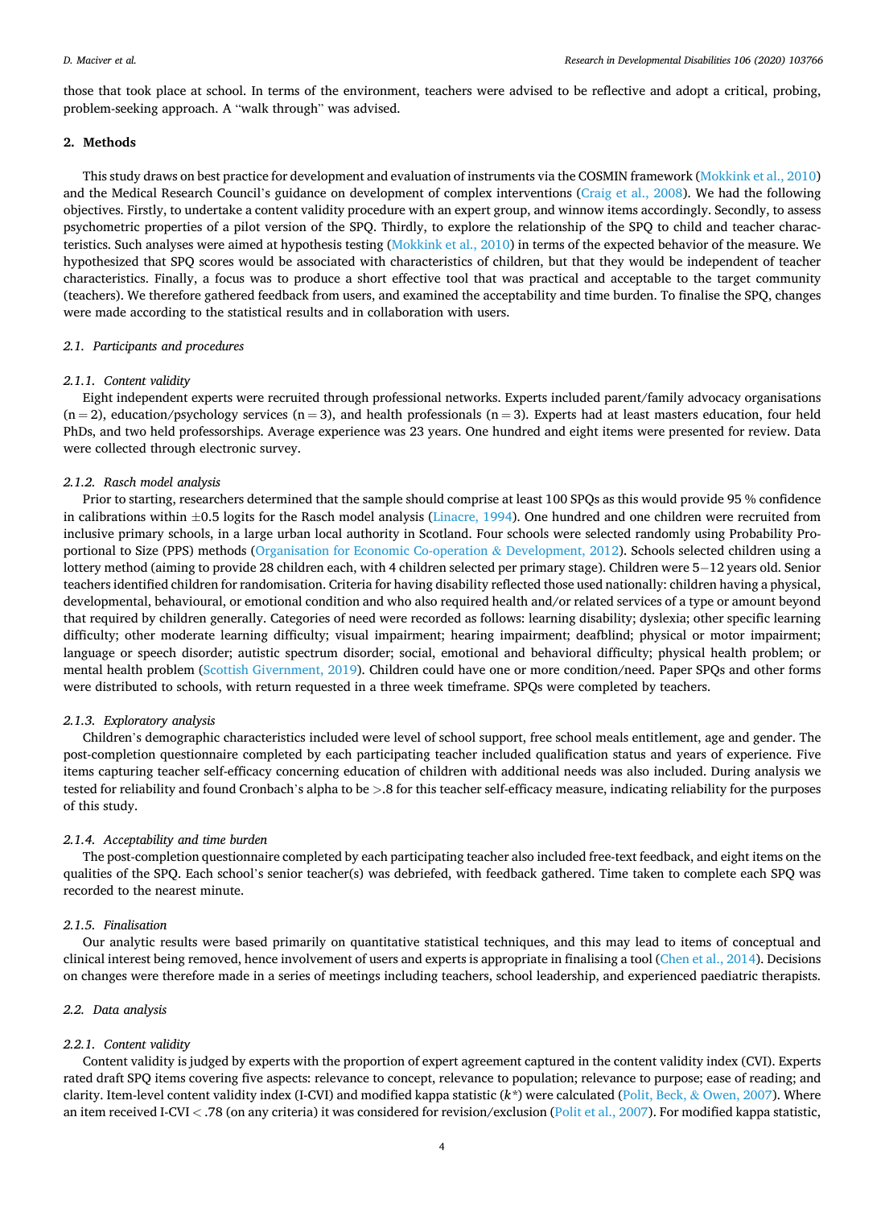those that took place at school. In terms of the environment, teachers were advised to be reflective and adopt a critical, probing, problem-seeking approach. A "walk through" was advised.

## 2. Methods

This study draws on best practice for development and evaluation of instruments via the COSMIN framework (Mokkink et al., 2010) and the Medical Research Council's guidance on development of complex interventions (Craig et al., 2008). We had the following objectives. Firstly, to undertake a content validity procedure with an expert group, and winnow items accordingly. Secondly, to assess psychometric properties of a pilot version of the SPQ. Thirdly, to explore the relationship of the SPQ to child and teacher characteristics. Such analyses were aimed at hypothesis testing (Mokkink et al., 2010) in terms of the expected behavior of the measure. We hypothesized that SPQ scores would be associated with characteristics of children, but that they would be independent of teacher characteristics. Finally, a focus was to produce a short effective tool that was practical and acceptable to the target community (teachers). We therefore gathered feedback from users, and examined the acceptability and time burden. To finalise the SPQ, changes were made according to the statistical results and in collaboration with users.

### *2.1. Participants and procedures*

#### *2.1.1. Content validity*

Eight independent experts were recruited through professional networks. Experts included parent/family advocacy organisations (n = 2), education/psychology services (n = 3), and health professionals (n = 3). Experts had at least masters education, four held PhDs, and two held professorships. Average experience was 23 years. One hundred and eight items were presented for review. Data were collected through electronic survey.

#### *2.1.2. Rasch model analysis*

Prior to starting, researchers determined that the sample should comprise at least 100 SPQs as this would provide 95 % confidence in calibrations within ±0.5 logits for the Rasch model analysis (Linacre, 1994). One hundred and one children were recruited from inclusive primary schools, in a large urban local authority in Scotland. Four schools were selected randomly using Probability Proportional to Size (PPS) methods (Organisation for Economic Co-operation & Development, 2012). Schools selected children using a lottery method (aiming to provide 28 children each, with 4 children selected per primary stage). Children were 5−12 years old. Senior teachers identified children for randomisation. Criteria for having disability reflected those used nationally: children having a physical, developmental, behavioural, or emotional condition and who also required health and/or related services of a type or amount beyond that required by children generally. Categories of need were recorded as follows: learning disability; dyslexia; other specific learning difficulty; other moderate learning difficulty; visual impairment; hearing impairment; deafblind; physical or motor impairment; language or speech disorder; autistic spectrum disorder; social, emotional and behavioral difficulty; physical health problem; or mental health problem (Scottish Givernment, 2019). Children could have one or more condition/need. Paper SPQs and other forms were distributed to schools, with return requested in a three week timeframe. SPQs were completed by teachers.

#### *2.1.3. Exploratory analysis*

Children's demographic characteristics included were level of school support, free school meals entitlement, age and gender. The post-completion questionnaire completed by each participating teacher included qualification status and years of experience. Five items capturing teacher self-efficacy concerning education of children with additional needs was also included. During analysis we tested for reliability and found Cronbach's alpha to be >.8 for this teacher self-efficacy measure, indicating reliability for the purposes of this study.

#### *2.1.4. Acceptability and time burden*

The post-completion questionnaire completed by each participating teacher also included free-text feedback, and eight items on the qualities of the SPQ. Each school's senior teacher(s) was debriefed, with feedback gathered. Time taken to complete each SPQ was recorded to the nearest minute.

#### *2.1.5. Finalisation*

Our analytic results were based primarily on quantitative statistical techniques, and this may lead to items of conceptual and clinical interest being removed, hence involvement of users and experts is appropriate in finalising a tool (Chen et al., 2014). Decisions on changes were therefore made in a series of meetings including teachers, school leadership, and experienced paediatric therapists.

### *2.2. Data analysis*

#### *2.2.1. Content validity*

Content validity is judged by experts with the proportion of expert agreement captured in the content validity index (CVI). Experts rated draft SPQ items covering five aspects: relevance to concept, relevance to population; relevance to purpose; ease of reading; and clarity. Item-level content validity index (I-CVI) and modified kappa statistic ($k^*$) were calculated (Polit, Beck, & Owen, 2007). Where an item received I-CVI < .78 (on any criteria) it was considered for revision/exclusion (Polit et al., 2007). For modified kappa statistic,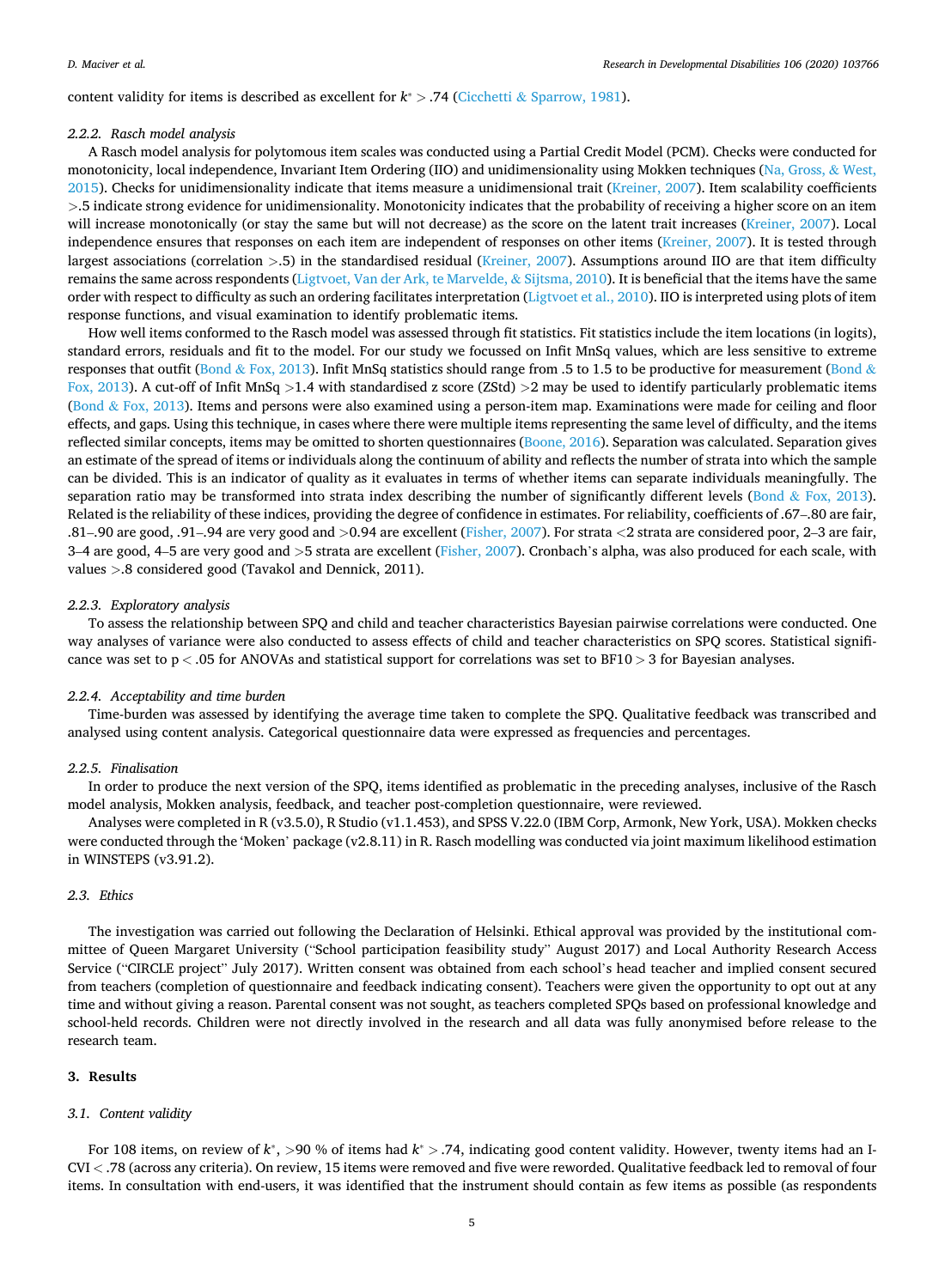content validity for items is described as excellent for $k^* > .74$ (Cicchetti & Sparrow, 1981).

#### 2.2.2. Rasch model analysis

A Rasch model analysis for polytomous item scales was conducted using a Partial Credit Model (PCM). Checks were conducted for monotonicity, local independence, Invariant Item Ordering (IIO) and unidimensionality using Mokken techniques (Na, Gross, & West, 2015). Checks for unidimensionality indicate that items measure a unidimensional trait (Kreiner, 2007). Item scalability coefficients >.5 indicate strong evidence for unidimensionality. Monotonicity indicates that the probability of receiving a higher score on an item will increase monotonically (or stay the same but will not decrease) as the score on the latent trait increases (Kreiner, 2007). Local independence ensures that responses on each item are independent of responses on other items (Kreiner, 2007). It is tested through largest associations (correlation >.5) in the standardised residual (Kreiner, 2007). Assumptions around IIO are that item difficulty remains the same across respondents (Ligtvoet, Van der Ark, te Marvelde, & Sijtsma, 2010). It is beneficial that the items have the same order with respect to difficulty as such an ordering facilitates interpretation (Ligtvoet et al., 2010). IIO is interpreted using plots of item response functions, and visual examination to identify problematic items.

How well items conformed to the Rasch model was assessed through fit statistics. Fit statistics include the item locations (in logits), standard errors, residuals and fit to the model. For our study we focussed on Infit MnSq values, which are less sensitive to extreme responses that outfit (Bond & Fox, 2013). Infit MnSq statistics should range from .5 to 1.5 to be productive for measurement (Bond & Fox, 2013). A cut-off of Infit MnSq >1.4 with standardised z score (ZStd) >2 may be used to identify particularly problematic items (Bond & Fox, 2013). Items and persons were also examined using a person-item map. Examinations were made for ceiling and floor effects, and gaps. Using this technique, in cases where there were multiple items representing the same level of difficulty, and the items reflected similar concepts, items may be omitted to shorten questionnaires (Boone, 2016). Separation was calculated. Separation gives an estimate of the spread of items or individuals along the continuum of ability and reflects the number of strata into which the sample can be divided. This is an indicator of quality as it evaluates in terms of whether items can separate individuals meaningfully. The separation ratio may be transformed into strata index describing the number of significantly different levels (Bond & Fox, 2013). Related is the reliability of these indices, providing the degree of confidence in estimates. For reliability, coefficients of .67–.80 are fair, .81–.90 are good, .91–.94 are very good and >0.94 are excellent (Fisher, 2007). For strata <2 strata are considered poor, 2–3 are fair, 3–4 are good, 4–5 are very good and >5 strata are excellent (Fisher, 2007). Cronbach's alpha, was also produced for each scale, with values >.8 considered good (Tavakol and Dennick, 2011).

#### 2.2.3. Exploratory analysis

To assess the relationship between SPQ and child and teacher characteristics Bayesian pairwise correlations were conducted. One way analyses of variance were also conducted to assess effects of child and teacher characteristics on SPQ scores. Statistical significance was set to $p < .05$ for ANOVAs and statistical support for correlations was set to $BF10 > 3$ for Bayesian analyses.

#### 2.2.4. Acceptability and time burden

Time-burden was assessed by identifying the average time taken to complete the SPQ. Qualitative feedback was transcribed and analysed using content analysis. Categorical questionnaire data were expressed as frequencies and percentages.

#### 2.2.5. Finalisation

In order to produce the next version of the SPQ, items identified as problematic in the preceding analyses, inclusive of the Rasch model analysis, Mokken analysis, feedback, and teacher post-completion questionnaire, were reviewed.

Analyses were completed in R (v3.5.0), R Studio (v1.1.453), and SPSS V.22.0 (IBM Corp, Armonk, New York, USA). Mokken checks were conducted through the 'Moken' package (v2.8.11) in R. Rasch modelling was conducted via joint maximum likelihood estimation in WINSTEPS (v3.91.2).

### 2.3. Ethics

The investigation was carried out following the Declaration of Helsinki. Ethical approval was provided by the institutional committee of Queen Margaret University ("School participation feasibility study" August 2017) and Local Authority Research Access Service ("CIRCLE project" July 2017). Written consent was obtained from each school's head teacher and implied consent secured from teachers (completion of questionnaire and feedback indicating consent). Teachers were given the opportunity to opt out at any time and without giving a reason. Parental consent was not sought, as teachers completed SPQs based on professional knowledge and school-held records. Children were not directly involved in the research and all data was fully anonymised before release to the research team.

## 3. Results

### 3.1. Content validity

For 108 items, on review of $k^*$, >90 % of items had $k^* > .74$, indicating good content validity. However, twenty items had an I-CVI < .78 (across any criteria). On review, 15 items were removed and five were reworded. Qualitative feedback led to removal of four items. In consultation with end-users, it was identified that the instrument should contain as few items as possible (as respondents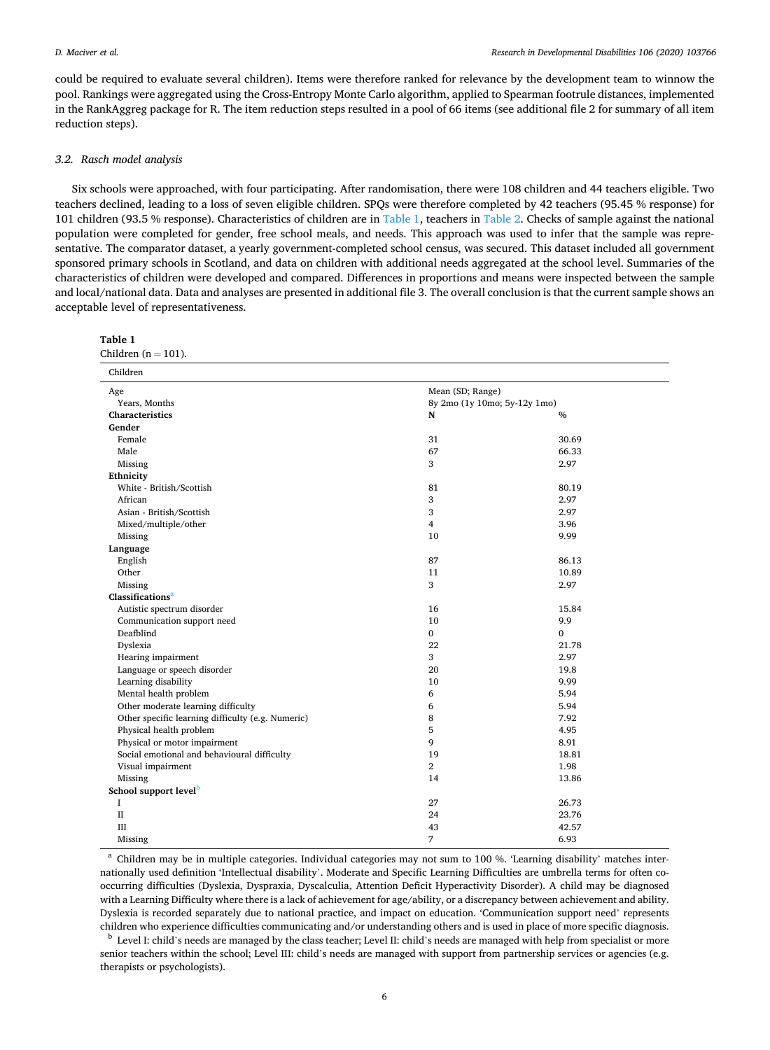could be required to evaluate several children). Items were therefore ranked for relevance by the development team to winnow the pool. Rankings were aggregated using the Cross-Entropy Monte Carlo algorithm, applied to Spearman footrule distances, implemented in the RankAggreg package for R. The item reduction steps resulted in a pool of 66 items (see additional file 2 for summary of all item reduction steps).

### 3.2. Rasch model analysis

Six schools were approached, with four participating. After randomisation, there were 108 children and 44 teachers eligible. Two teachers declined, leading to a loss of seven eligible children. SPQs were therefore completed by 42 teachers (95.45 % response) for 101 children (93.5 % response). Characteristics of children are in Table 1, teachers in Table 2. Checks of sample against the national population were completed for gender, free school meals, and needs. This approach was used to infer that the sample was representative. The comparator dataset, a yearly government-completed school census, was secured. This dataset included all government sponsored primary schools in Scotland, and data on children with additional needs aggregated at the school level. Summaries of the characteristics of children were developed and compared. Differences in proportions and means were inspected between the sample and local/national data. Data and analyses are presented in additional file 3. The overall conclusion is that the current sample shows an acceptable level of representativeness.

**Table 1**
Children (n = 101).

| Children | | |
|---|---|---|
| Age | Mean (SD; Range) | |
| Years, Months | 8y 2mo (1y 10mo; 5y-12y 1mo) | |
| **Characteristics** | **N** | **%** |
| **Gender** | | |
| Female | 31 | 30.69 |
| Male | 67 | 66.33 |
| Missing | 3 | 2.97 |
| **Ethnicity** | | |
| White - British/Scottish | 81 | 80.19 |
| African | 3 | 2.97 |
| Asian - British/Scottish | 3 | 2.97 |
| Mixed/multiple/other | 4 | 3.96 |
| Missing | 10 | 9.99 |
| **Language** | | |
| English | 87 | 86.13 |
| Other | 11 | 10.89 |
| Missing | 3 | 2.97 |
| **Classifications**[a] | | |
| Autistic spectrum disorder | 16 | 15.84 |
| Communication support need | 10 | 9.9 |
| Deafblind | 0 | 0 |
| Dyslexia | 22 | 21.78 |
| Hearing impairment | 3 | 2.97 |
| Language or speech disorder | 20 | 19.8 |
| Learning disability | 10 | 9.99 |
| Mental health problem | 6 | 5.94 |
| Other moderate learning difficulty | 6 | 5.94 |
| Other specific learning difficulty (e.g. Numeric) | 8 | 7.92 |
| Physical health problem | 5 | 4.95 |
| Physical or motor impairment | 9 | 8.91 |
| Social emotional and behavioural difficulty | 19 | 18.81 |
| Visual impairment | 2 | 1.98 |
| Missing | 14 | 13.86 |
| **School support level**[b] | | |
| I | 27 | 26.73 |
| II | 24 | 23.76 |
| III | 43 | 42.57 |
| Missing | 7 | 6.93 |

[a] Children may be in multiple categories. Individual categories may not sum to 100 %. 'Learning disability' matches internationally used definition 'Intellectual disability'. Moderate and Specific Learning Difficulties are umbrella terms for often co-occurring difficulties (Dyslexia, Dyspraxia, Dyscalculia, Attention Deficit Hyperactivity Disorder). A child may be diagnosed with a Learning Difficulty where there is a lack of achievement for age/ability, or a discrepancy between achievement and ability. Dyslexia is recorded separately due to national practice, and impact on education. 'Communication support need' represents children who experience difficulties communicating and/or understanding others and is used in place of more specific diagnosis.

[b] Level I: child's needs are managed by the class teacher; Level II: child's needs are managed with help from specialist or more senior teachers within the school; Level III: child's needs are managed with support from partnership services or agencies (e.g. therapists or psychologists).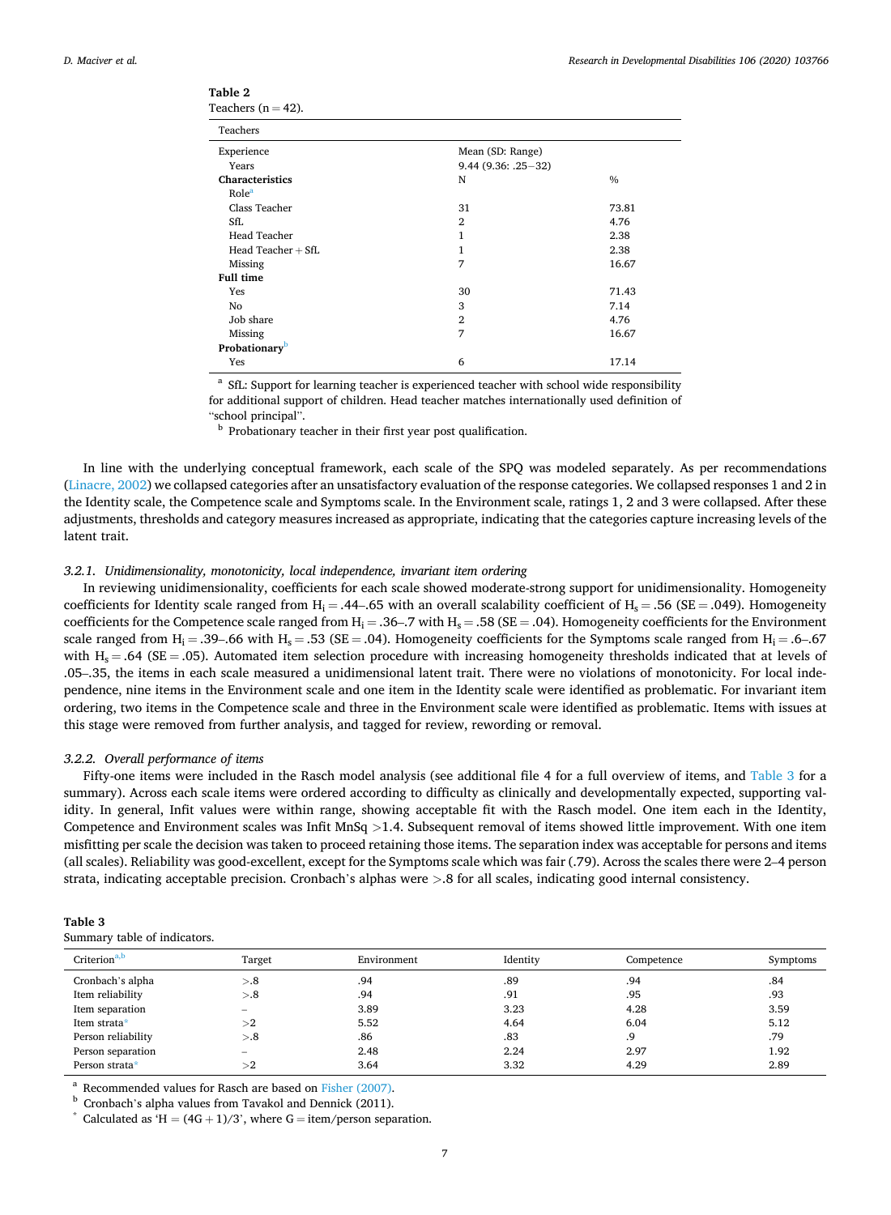**Table 2**
Teachers (n = 42).

| Teachers | | |
|---|---|---|
| Experience | Mean (SD: Range) | |
| Years | 9.44 (9.36: .25−32) | |
| **Characteristics** | N | % |
| Role[a] | | |
| Class Teacher | 31 | 73.81 |
| SfL | 2 | 4.76 |
| Head Teacher | 1 | 2.38 |
| Head Teacher + SfL | 1 | 2.38 |
| Missing | 7 | 16.67 |
| **Full time** | | |
| Yes | 30 | 71.43 |
| No | 3 | 7.14 |
| Job share | 2 | 4.76 |
| Missing | 7 | 16.67 |
| **Probationary**[b] | | |
| Yes | 6 | 17.14 |

[a] SfL: Support for learning teacher is experienced teacher with school wide responsibility for additional support of children. Head teacher matches internationally used definition of "school principal".
[b] Probationary teacher in their first year post qualification.

In line with the underlying conceptual framework, each scale of the SPQ was modeled separately. As per recommendations (Linacre, 2002) we collapsed categories after an unsatisfactory evaluation of the response categories. We collapsed responses 1 and 2 in the Identity scale, the Competence scale and Symptoms scale. In the Environment scale, ratings 1, 2 and 3 were collapsed. After these adjustments, thresholds and category measures increased as appropriate, indicating that the categories capture increasing levels of the latent trait.

#### *3.2.1. Unidimensionality, monotonicity, local independence, invariant item ordering*

In reviewing unidimensionality, coefficients for each scale showed moderate-strong support for unidimensionality. Homogeneity coefficients for Identity scale ranged from $H_i = .44–.65$ with an overall scalability coefficient of $H_s = .56$ (SE = .049). Homogeneity coefficients for the Competence scale ranged from $H_i = .36–.7$ with $H_s = .58$ (SE = .04). Homogeneity coefficients for the Environment scale ranged from $H_i = .39–.66$ with $H_s = .53$ (SE = .04). Homogeneity coefficients for the Symptoms scale ranged from $H_i = .6–.67$ with $H_s = .64$ (SE = .05). Automated item selection procedure with increasing homogeneity thresholds indicated that at levels of .05–.35, the items in each scale measured a unidimensional latent trait. There were no violations of monotonicity. For local independence, nine items in the Environment scale and one item in the Identity scale were identified as problematic. For invariant item ordering, two items in the Competence scale and three in the Environment scale were identified as problematic. Items with issues at this stage were removed from further analysis, and tagged for review, rewording or removal.

#### *3.2.2. Overall performance of items*

Fifty-one items were included in the Rasch model analysis (see additional file 4 for a full overview of items, and Table 3 for a summary). Across each scale items were ordered according to difficulty as clinically and developmentally expected, supporting validity. In general, Infit values were within range, showing acceptable fit with the Rasch model. One item each in the Identity, Competence and Environment scales was Infit MnSq >1.4. Subsequent removal of items showed little improvement. With one item misfitting per scale the decision was taken to proceed retaining those items. The separation index was acceptable for persons and items (all scales). Reliability was good-excellent, except for the Symptoms scale which was fair (.79). Across the scales there were 2–4 person strata, indicating acceptable precision. Cronbach's alphas were >.8 for all scales, indicating good internal consistency.

**Table 3**
Summary table of indicators.

| Criterion[a,b] | Target | Environment | Identity | Competence | Symptoms |
|---|---|---|---|---|---|
| Cronbach's alpha | >.8 | .94 | .89 | .94 | .84 |
| Item reliability | >.8 | .94 | .91 | .95 | .93 |
| Item separation | – | 3.89 | 3.23 | 4.28 | 3.59 |
| Item strata* | >2 | 5.52 | 4.64 | 6.04 | 5.12 |
| Person reliability | >.8 | .86 | .83 | .9 | .79 |
| Person separation | – | 2.48 | 2.24 | 2.97 | 1.92 |
| Person strata* | >2 | 3.64 | 3.32 | 4.29 | 2.89 |

[a] Recommended values for Rasch are based on Fisher (2007).
[b] Cronbach's alpha values from Tavakol and Dennick (2011).
[*] Calculated as 'H = (4G + 1)/3', where G = item/person separation.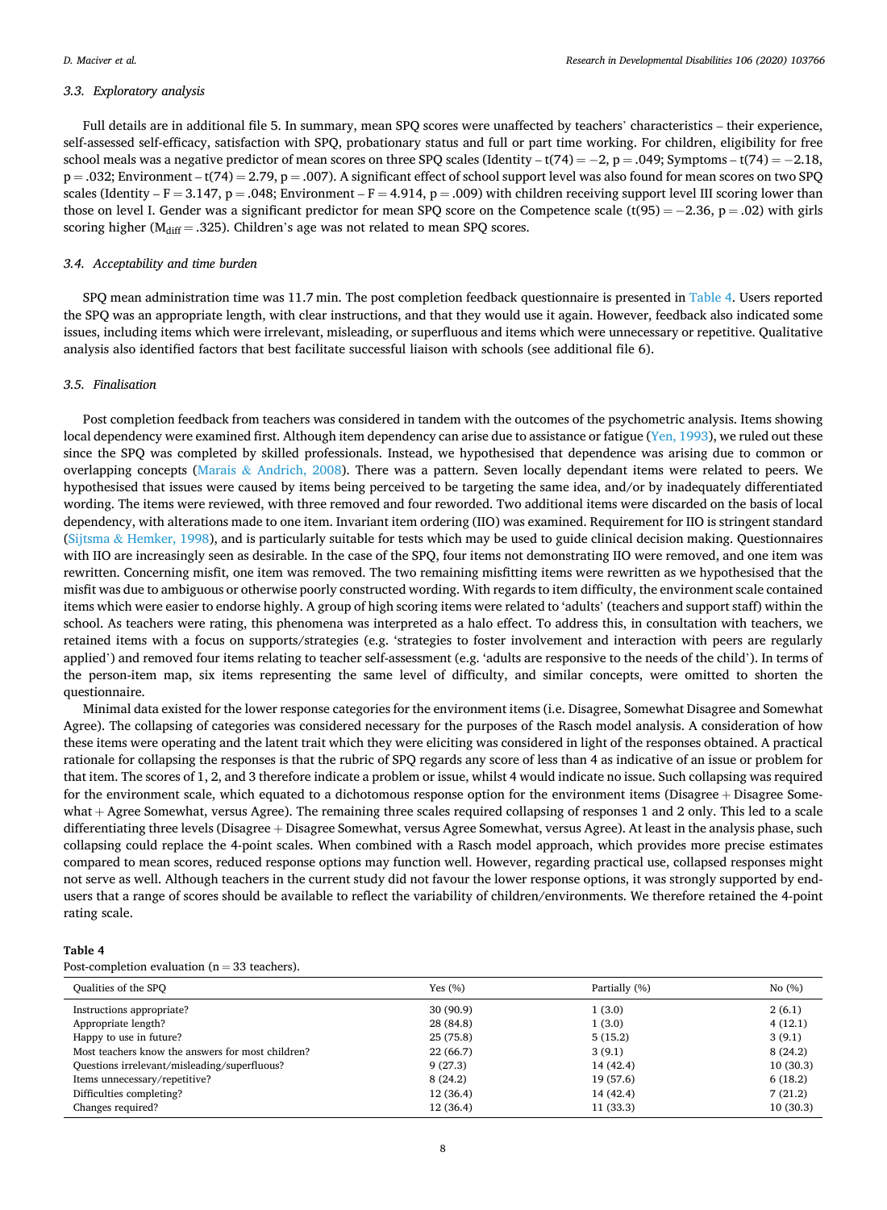### 3.3. Exploratory analysis

Full details are in additional file 5. In summary, mean SPQ scores were unaffected by teachers' characteristics – their experience, self-assessed self-efficacy, satisfaction with SPQ, probationary status and full or part time working. For children, eligibility for free school meals was a negative predictor of mean scores on three SPQ scales (Identity – $t(74) = -2$, $p = .049$; Symptoms – $t(74) = -2.18$, $p = .032$; Environment – $t(74) = 2.79$, $p = .007$). A significant effect of school support level was also found for mean scores on two SPQ scales (Identity – $F = 3.147$, $p = .048$; Environment – $F = 4.914$, $p = .009$) with children receiving support level III scoring lower than those on level I. Gender was a significant predictor for mean SPQ score on the Competence scale ($t(95) = -2.36$, $p = .02$) with girls scoring higher ($M_{diff} = .325$). Children's age was not related to mean SPQ scores.

### 3.4. Acceptability and time burden

SPQ mean administration time was 11.7 min. The post completion feedback questionnaire is presented in Table 4. Users reported the SPQ was an appropriate length, with clear instructions, and that they would use it again. However, feedback also indicated some issues, including items which were irrelevant, misleading, or superfluous and items which were unnecessary or repetitive. Qualitative analysis also identified factors that best facilitate successful liaison with schools (see additional file 6).

### 3.5. Finalisation

Post completion feedback from teachers was considered in tandem with the outcomes of the psychometric analysis. Items showing local dependency were examined first. Although item dependency can arise due to assistance or fatigue (Yen, 1993), we ruled out these since the SPQ was completed by skilled professionals. Instead, we hypothesised that dependence was arising due to common or overlapping concepts (Marais & Andrich, 2008). There was a pattern. Seven locally dependant items were related to peers. We hypothesised that issues were caused by items being perceived to be targeting the same idea, and/or by inadequately differentiated wording. The items were reviewed, with three removed and four reworded. Two additional items were discarded on the basis of local dependency, with alterations made to one item. Invariant item ordering (IIO) was examined. Requirement for IIO is stringent standard (Sijtsma & Hemker, 1998), and is particularly suitable for tests which may be used to guide clinical decision making. Questionnaires with IIO are increasingly seen as desirable. In the case of the SPQ, four items not demonstrating IIO were removed, and one item was rewritten. Concerning misfit, one item was removed. The two remaining misfitting items were rewritten as we hypothesised that the misfit was due to ambiguous or otherwise poorly constructed wording. With regards to item difficulty, the environment scale contained items which were easier to endorse highly. A group of high scoring items were related to 'adults' (teachers and support staff) within the school. As teachers were rating, this phenomena was interpreted as a halo effect. To address this, in consultation with teachers, we retained items with a focus on supports/strategies (e.g. 'strategies to foster involvement and interaction with peers are regularly applied') and removed four items relating to teacher self-assessment (e.g. 'adults are responsive to the needs of the child'). In terms of the person-item map, six items representing the same level of difficulty, and similar concepts, were omitted to shorten the questionnaire.

Minimal data existed for the lower response categories for the environment items (i.e. Disagree, Somewhat Disagree and Somewhat Agree). The collapsing of categories was considered necessary for the purposes of the Rasch model analysis. A consideration of how these items were operating and the latent trait which they were eliciting was considered in light of the responses obtained. A practical rationale for collapsing the responses is that the rubric of SPQ regards any score of less than 4 as indicative of an issue or problem for that item. The scores of 1, 2, and 3 therefore indicate a problem or issue, whilst 4 would indicate no issue. Such collapsing was required for the environment scale, which equated to a dichotomous response option for the environment items (Disagree + Disagree Somewhat + Agree Somewhat, versus Agree). The remaining three scales required collapsing of responses 1 and 2 only. This led to a scale differentiating three levels (Disagree + Disagree Somewhat, versus Agree Somewhat, versus Agree). At least in the analysis phase, such collapsing could replace the 4-point scales. When combined with a Rasch model approach, which provides more precise estimates compared to mean scores, reduced response options may function well. However, regarding practical use, collapsed responses might not serve as well. Although teachers in the current study did not favour the lower response options, it was strongly supported by end-users that a range of scores should be available to reflect the variability of children/environments. We therefore retained the 4-point rating scale.

**Table 4**
Post-completion evaluation (n = 33 teachers).

| Qualities of the SPQ | Yes (%) | Partially (%) | No (%) |
|---|---|---|---|
| Instructions appropriate? | 30 (90.9) | 1 (3.0) | 2 (6.1) |
| Appropriate length? | 28 (84.8) | 1 (3.0) | 4 (12.1) |
| Happy to use in future? | 25 (75.8) | 5 (15.2) | 3 (9.1) |
| Most teachers know the answers for most children? | 22 (66.7) | 3 (9.1) | 8 (24.2) |
| Questions irrelevant/misleading/superfluous? | 9 (27.3) | 14 (42.4) | 10 (30.3) |
| Items unnecessary/repetitive? | 8 (24.2) | 19 (57.6) | 6 (18.2) |
| Difficulties completing? | 12 (36.4) | 14 (42.4) | 7 (21.2) |
| Changes required? | 12 (36.4) | 11 (33.3) | 10 (30.3) |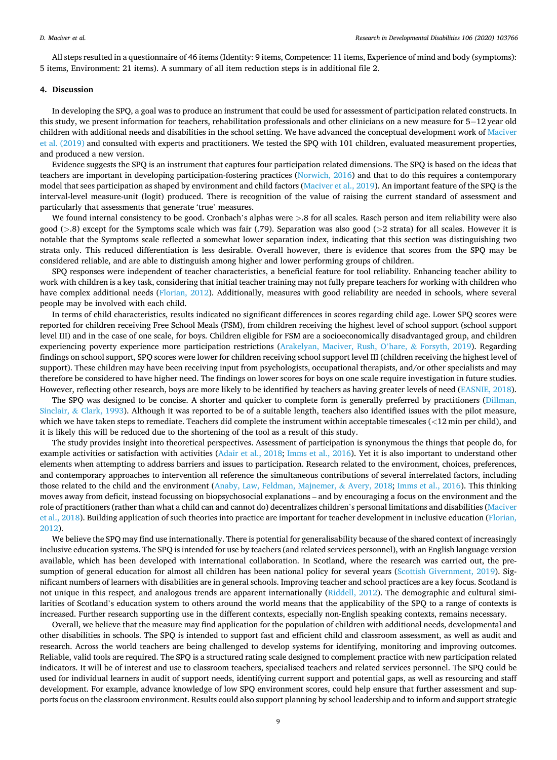All steps resulted in a questionnaire of 46 items (Identity: 9 items, Competence: 11 items, Experience of mind and body (symptoms): 5 items, Environment: 21 items). A summary of all item reduction steps is in additional file 2.

## 4. Discussion

In developing the SPQ, a goal was to produce an instrument that could be used for assessment of participation related constructs. In this study, we present information for teachers, rehabilitation professionals and other clinicians on a new measure for 5–12 year old children with additional needs and disabilities in the school setting. We have advanced the conceptual development work of Maciver et al. (2019) and consulted with experts and practitioners. We tested the SPQ with 101 children, evaluated measurement properties, and produced a new version.

Evidence suggests the SPQ is an instrument that captures four participation related dimensions. The SPQ is based on the ideas that teachers are important in developing participation-fostering practices (Norwich, 2016) and that to do this requires a contemporary model that sees participation as shaped by environment and child factors (Maciver et al., 2019). An important feature of the SPQ is the interval-level measure-unit (logit) produced. There is recognition of the value of raising the current standard of assessment and particularly that assessments that generate 'true' measures.

We found internal consistency to be good. Cronbach's alphas were >.8 for all scales. Rasch person and item reliability were also good (>.8) except for the Symptoms scale which was fair (.79). Separation was also good (>2 strata) for all scales. However it is notable that the Symptoms scale reflected a somewhat lower separation index, indicating that this section was distinguishing two strata only. This reduced differentiation is less desirable. Overall however, there is evidence that scores from the SPQ may be considered reliable, and are able to distinguish among higher and lower performing groups of children.

SPQ responses were independent of teacher characteristics, a beneficial feature for tool reliability. Enhancing teacher ability to work with children is a key task, considering that initial teacher training may not fully prepare teachers for working with children who have complex additional needs (Florian, 2012). Additionally, measures with good reliability are needed in schools, where several people may be involved with each child.

In terms of child characteristics, results indicated no significant differences in scores regarding child age. Lower SPQ scores were reported for children receiving Free School Meals (FSM), from children receiving the highest level of school support (school support level III) and in the case of one scale, for boys. Children eligible for FSM are a socioeconomically disadvantaged group, and children experiencing poverty experience more participation restrictions (Arakelyan, Maciver, Rush, O'hare, & Forsyth, 2019). Regarding findings on school support, SPQ scores were lower for children receiving school support level III (children receiving the highest level of support). These children may have been receiving input from psychologists, occupational therapists, and/or other specialists and may therefore be considered to have higher need. The findings on lower scores for boys on one scale require investigation in future studies. However, reflecting other research, boys are more likely to be identified by teachers as having greater levels of need (EASNIE, 2018).

The SPQ was designed to be concise. A shorter and quicker to complete form is generally preferred by practitioners (Dillman, Sinclair, & Clark, 1993). Although it was reported to be of a suitable length, teachers also identified issues with the pilot measure, which we have taken steps to remediate. Teachers did complete the instrument within acceptable timescales (<12 min per child), and it is likely this will be reduced due to the shortening of the tool as a result of this study.

The study provides insight into theoretical perspectives. Assessment of participation is synonymous the things that people do, for example activities or satisfaction with activities (Adair et al., 2018; Imms et al., 2016). Yet it is also important to understand other elements when attempting to address barriers and issues to participation. Research related to the environment, choices, preferences, and contemporary approaches to intervention all reference the simultaneous contributions of several interrelated factors, including those related to the child and the environment (Anaby, Law, Feldman, Majnemer, & Avery, 2018; Imms et al., 2016). This thinking moves away from deficit, instead focussing on biopsychosocial explanations – and by encouraging a focus on the environment and the role of practitioners (rather than what a child can and cannot do) decentralizes children's personal limitations and disabilities (Maciver et al., 2018). Building application of such theories into practice are important for teacher development in inclusive education (Florian, 2012).

We believe the SPQ may find use internationally. There is potential for generalisability because of the shared context of increasingly inclusive education systems. The SPQ is intended for use by teachers (and related services personnel), with an English language version available, which has been developed with international collaboration. In Scotland, where the research was carried out, the presumption of general education for almost all children has been national policy for several years (Scottish Givernment, 2019). Significant numbers of learners with disabilities are in general schools. Improving teacher and school practices are a key focus. Scotland is not unique in this respect, and analogous trends are apparent internationally (Riddell, 2012). The demographic and cultural similarities of Scotland's education system to others around the world means that the applicability of the SPQ to a range of contexts is increased. Further research supporting use in the different contexts, especially non-English speaking contexts, remains necessary.

Overall, we believe that the measure may find application for the population of children with additional needs, developmental and other disabilities in schools. The SPQ is intended to support fast and efficient child and classroom assessment, as well as audit and research. Across the world teachers are being challenged to develop systems for identifying, monitoring and improving outcomes. Reliable, valid tools are required. The SPQ is a structured rating scale designed to complement practice with new participation related indicators. It will be of interest and use to classroom teachers, specialised teachers and related services personnel. The SPQ could be used for individual learners in audit of support needs, identifying current support and potential gaps, as well as resourcing and staff development. For example, advance knowledge of low SPQ environment scores, could help ensure that further assessment and supports focus on the classroom environment. Results could also support planning by school leadership and to inform and support strategic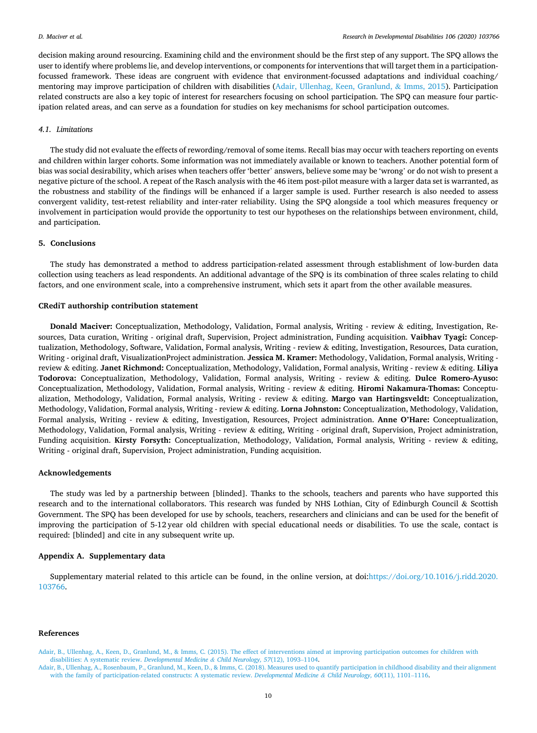decision making around resourcing. Examining child and the environment should be the first step of any support. The SPQ allows the user to identify where problems lie, and develop interventions, or components for interventions that will target them in a participation-focussed framework. These ideas are congruent with evidence that environment-focussed adaptations and individual coaching/ mentoring may improve participation of children with disabilities (Adair, Ullenhag, Keen, Granlund, & Imms, 2015). Participation related constructs are also a key topic of interest for researchers focusing on school participation. The SPQ can measure four participation related areas, and can serve as a foundation for studies on key mechanisms for school participation outcomes.

### 4.1. Limitations

The study did not evaluate the effects of rewording/removal of some items. Recall bias may occur with teachers reporting on events and children within larger cohorts. Some information was not immediately available or known to teachers. Another potential form of bias was social desirability, which arises when teachers offer 'better' answers, believe some may be 'wrong' or do not wish to present a negative picture of the school. A repeat of the Rasch analysis with the 46 item post-pilot measure with a larger data set is warranted, as the robustness and stability of the findings will be enhanced if a larger sample is used. Further research is also needed to assess convergent validity, test-retest reliability and inter-rater reliability. Using the SPQ alongside a tool which measures frequency or involvement in participation would provide the opportunity to test our hypotheses on the relationships between environment, child, and participation.

## 5. Conclusions

The study has demonstrated a method to address participation-related assessment through establishment of low-burden data collection using teachers as lead respondents. An additional advantage of the SPQ is its combination of three scales relating to child factors, and one environment scale, into a comprehensive instrument, which sets it apart from the other available measures.

## CRediT authorship contribution statement

**Donald Maciver:** Conceptualization, Methodology, Validation, Formal analysis, Writing - review & editing, Investigation, Resources, Data curation, Writing - original draft, Supervision, Project administration, Funding acquisition. **Vaibhav Tyagi:** Conceptualization, Methodology, Software, Validation, Formal analysis, Writing - review & editing, Investigation, Resources, Data curation, Writing - original draft, VisualizationProject administration. **Jessica M. Kramer:** Methodology, Validation, Formal analysis, Writing - review & editing. **Janet Richmond:** Conceptualization, Methodology, Validation, Formal analysis, Writing - review & editing. **Liliya Todorova:** Conceptualization, Methodology, Validation, Formal analysis, Writing - review & editing. **Dulce Romero-Ayuso:** Conceptualization, Methodology, Validation, Formal analysis, Writing - review & editing. **Hiromi Nakamura-Thomas:** Conceptualization, Methodology, Validation, Formal analysis, Writing - review & editing. **Margo van Hartingsveldt:** Conceptualization, Methodology, Validation, Formal analysis, Writing - review & editing. **Lorna Johnston:** Conceptualization, Methodology, Validation, Formal analysis, Writing - review & editing, Investigation, Resources, Project administration. **Anne O'Hare:** Conceptualization, Methodology, Validation, Formal analysis, Writing - review & editing, Writing - original draft, Supervision, Project administration, Funding acquisition. **Kirsty Forsyth:** Conceptualization, Methodology, Validation, Formal analysis, Writing - review & editing, Writing - original draft, Supervision, Project administration, Funding acquisition.

## Acknowledgements

The study was led by a partnership between [blinded]. Thanks to the schools, teachers and parents who have supported this research and to the international collaborators. This research was funded by NHS Lothian, City of Edinburgh Council & Scottish Government. The SPQ has been developed for use by schools, teachers, researchers and clinicians and can be used for the benefit of improving the participation of 5-12 year old children with special educational needs or disabilities. To use the scale, contact is required: [blinded] and cite in any subsequent write up.

## Appendix A. Supplementary data

Supplementary material related to this article can be found, in the online version, at doi:https://doi.org/10.1016/j.ridd.2020.103766.

## References

Adair, B., Ullenhag, A., Keen, D., Granlund, M., & Imms, C. (2015). The effect of interventions aimed at improving participation outcomes for children with disabilities: A systematic review. *Developmental Medicine & Child Neurology, 57*(12), 1093–1104.

Adair, B., Ullenhag, A., Rosenbaum, P., Granlund, M., Keen, D., & Imms, C. (2018). Measures used to quantify participation in childhood disability and their alignment with the family of participation-related constructs: A systematic review. *Developmental Medicine & Child Neurology, 60*(11), 1101–1116.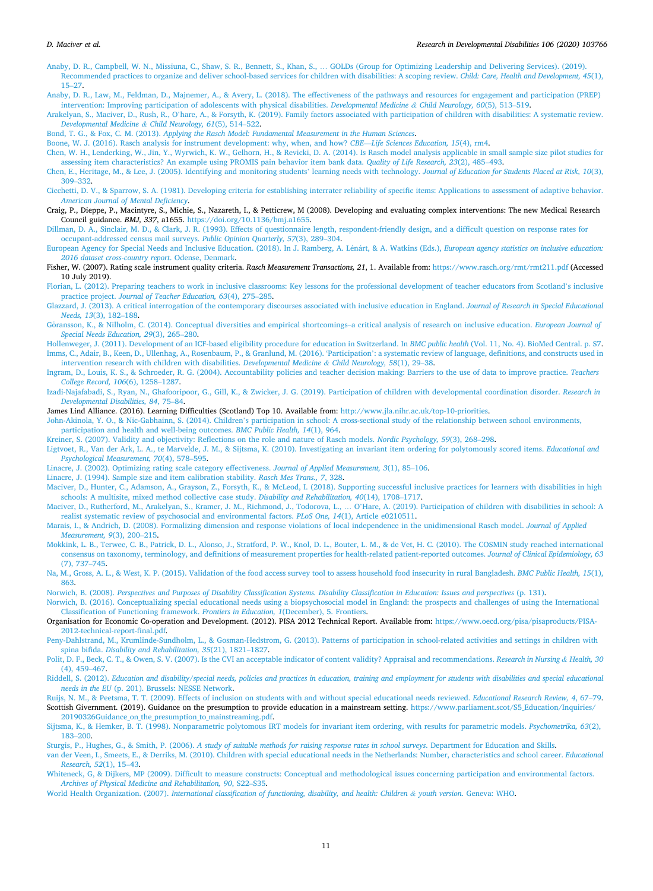Anaby, D. R., Campbell, W. N., Missiuna, C., Shaw, S. R., Bennett, S., Khan, S., … GOLDs (Group for Optimizing Leadership and Delivering Services). (2019). Recommended practices to organize and deliver school-based services for children with disabilities: A scoping review. *Child: Care, Health and Development, 45*(1), 15–27.

Anaby, D. R., Law, M., Feldman, D., Majnemer, A., & Avery, L. (2018). The effectiveness of the pathways and resources for engagement and participation (PREP) intervention: Improving participation of adolescents with physical disabilities. *Developmental Medicine & Child Neurology, 60*(5), 513–519.

Arakelyan, S., Maciver, D., Rush, R., O'hare, A., & Forsyth, K. (2019). Family factors associated with participation of children with disabilities: A systematic review. *Developmental Medicine & Child Neurology, 61*(5), 514–522.

Bond, T. G., & Fox, C. M. (2013). *Applying the Rasch Model: Fundamental Measurement in the Human Sciences*.

Boone, W. J. (2016). Rasch analysis for instrument development: why, when, and how? *CBE—Life Sciences Education, 15*(4), rm4.

Chen, W. H., Lenderking, W., Jin, Y., Wyrwich, K. W., Gelhorn, H., & Revicki, D. A. (2014). Is Rasch model analysis applicable in small sample size pilot studies for assessing item characteristics? An example using PROMIS pain behavior item bank data. *Quality of Life Research, 23*(2), 485–493.

Chen, E., Heritage, M., & Lee, J. (2005). Identifying and monitoring students' learning needs with technology. *Journal of Education for Students Placed at Risk, 10*(3), 309–332.

Cicchetti, D. V., & Sparrow, S. A. (1981). Developing criteria for establishing interrater reliability of specific items: Applications to assessment of adaptive behavior. *American Journal of Mental Deficiency*.

Craig, P., Dieppe, P., Macintyre, S., Michie, S., Nazareth, I., & Petticrew, M (2008). Developing and evaluating complex interventions: The new Medical Research Council guidance. *BMJ, 337*, a1655. https://doi.org/10.1136/bmj.a1655.

Dillman, D. A., Sinclair, M. D., & Clark, J. R. (1993). Effects of questionnaire length, respondent-friendly design, and a difficult question on response rates for occupant-addressed census mail surveys. *Public Opinion Quarterly, 57*(3), 289–304.

European Agency for Special Needs and Inclusive Education. (2018). In J. Ramberg, A. Lénárt, & A. Watkins (Eds.), *European agency statistics on inclusive education: 2016 dataset cross-country report*. Odense, Denmark.

Fisher, W. (2007). Rating scale instrument quality criteria. *Rasch Measurement Transactions, 21*, 1. Available from: https://www.rasch.org/rmt/rmt211.pdf (Accessed 10 July 2019).

Florian, L. (2012). Preparing teachers to work in inclusive classrooms: Key lessons for the professional development of teacher educators from Scotland's inclusive practice project. *Journal of Teacher Education, 63*(4), 275–285.

Glazzard, J. (2013). A critical interrogation of the contemporary discourses associated with inclusive education in England. *Journal of Research in Special Educational Needs, 13*(3), 182–188.

Göransson, K., & Nilholm, C. (2014). Conceptual diversities and empirical shortcomings–a critical analysis of research on inclusive education. *European Journal of Special Needs Education, 29*(3), 265–280.

Hollenweger, J. (2011). Development of an ICF-based eligibility procedure for education in Switzerland. In *BMC public health* (Vol. 11, No. 4). BioMed Central. p. S7.

Imms, C., Adair, B., Keen, D., Ullenhag, A., Rosenbaum, P., & Granlund, M. (2016). 'Participation': a systematic review of language, definitions, and constructs used in intervention research with children with disabilities. *Developmental Medicine & Child Neurology, 58*(1), 29–38.

Ingram, D., Louis, K. S., & Schroeder, R. G. (2004). Accountability policies and teacher decision making: Barriers to the use of data to improve practice. *Teachers College Record, 106*(6), 1258–1287.

Izadi-Najafabadi, S., Ryan, N., Ghafooripoor, G., Gill, K., & Zwicker, J. G. (2019). Participation of children with developmental coordination disorder. *Research in Developmental Disabilities, 84*, 75–84.

James Lind Alliance. (2016). Learning Difficulties (Scotland) Top 10. Available from: http://www.jla.nihr.ac.uk/top-10-priorities.

John-Akinola, Y. O., & Nic-Gabhainn, S. (2014). Children's participation in school: A cross-sectional study of the relationship between school environments, participation and health and well-being outcomes. *BMC Public Health, 14*(1), 964.

Kreiner, S. (2007). Validity and objectivity: Reflections on the role and nature of Rasch models. *Nordic Psychology, 59*(3), 268–298.

Ligtvoet, R., Van der Ark, L. A., te Marvelde, J. M., & Sijtsma, K. (2010). Investigating an invariant item ordering for polytomously scored items. *Educational and Psychological Measurement, 70*(4), 578–595.

Linacre, J. (2002). Optimizing rating scale category effectiveness. *Journal of Applied Measurement, 3*(1), 85–106.

Linacre, J. (1994). Sample size and item calibration stability. *Rasch Mes Trans., 7*, 328.

Maciver, D., Hunter, C., Adamson, A., Grayson, Z., Forsyth, K., & McLeod, I. (2018). Supporting successful inclusive practices for learners with disabilities in high schools: A multisite, mixed method collective case study. *Disability and Rehabilitation, 40*(14), 1708–1717.

Maciver, D., Rutherford, M., Arakelyan, S., Kramer, J. M., Richmond, J., Todorova, L., … O'Hare, A. (2019). Participation of children with disabilities in school: A realist systematic review of psychosocial and environmental factors. *PLoS One, 14*(1), Article e0210511.

Marais, I., & Andrich, D. (2008). Formalizing dimension and response violations of local independence in the unidimensional Rasch model. *Journal of Applied Measurement, 9*(3), 200–215.

Mokkink, L. B., Terwee, C. B., Patrick, D. L., Alonso, J., Stratford, P. W., Knol, D. L., Bouter, L. M., & de Vet, H. C. (2010). The COSMIN study reached international consensus on taxonomy, terminology, and definitions of measurement properties for health-related patient-reported outcomes. *Journal of Clinical Epidemiology, 63*(7), 737–745.

Na, M., Gross, A. L., & West, K. P. (2015). Validation of the food access survey tool to assess household food insecurity in rural Bangladesh. *BMC Public Health, 15*(1), 863.

Norwich, B. (2008). *Perspectives and Purposes of Disability Classification Systems. Disability Classification in Education: Issues and perspectives* (p. 131).

Norwich, B. (2016). Conceptualizing special educational needs using a biopsychosocial model in England: the prospects and challenges of using the International Classification of Functioning framework. *Frontiers in Education, 1*(December), 5. Frontiers.

Organisation for Economic Co-operation and Development. (2012). PISA 2012 Technical Report. Available from: https://www.oecd.org/pisa/pisaproducts/PISA-2012-technical-report-final.pdf.

Peny-Dahlstrand, M., Krumlinde-Sundholm, L., & Gosman-Hedstrom, G. (2013). Patterns of participation in school-related activities and settings in children with spina bifida. *Disability and Rehabilitation, 35*(21), 1821–1827.

Polit, D. F., Beck, C. T., & Owen, S. V. (2007). Is the CVI an acceptable indicator of content validity? Appraisal and recommendations. *Research in Nursing & Health, 30*(4), 459–467.

Riddell, S. (2012). *Education and disability/special needs, policies and practices in education, training and employment for students with disabilities and special educational needs in the EU* (p. 201). Brussels: NESSE Network.

Ruijs, N. M., & Peetsma, T. T. (2009). Effects of inclusion on students with and without special educational needs reviewed. *Educational Research Review, 4*, 67–79.

Scottish Givernment. (2019). Guidance on the presumption to provide education in a mainstream setting. https://www.parliament.scot/S5_Education/Inquiries/20190326Guidance_on_the_presumption_to_mainstreaming.pdf.

Sijtsma, K., & Hemker, B. T. (1998). Nonparametric polytomous IRT models for invariant item ordering, with results for parametric models. *Psychometrika, 63*(2), 183–200.

Sturgis, P., Hughes, G., & Smith, P. (2006). *A study of suitable methods for raising response rates in school surveys*. Department for Education and Skills.

van der Veen, I., Smeets, E., & Derriks, M. (2010). Children with special educational needs in the Netherlands: Number, characteristics and school career. *Educational Research, 52*(1), 15–43.

Whiteneck, G, & Dijkers, MP (2009). Difficult to measure constructs: Conceptual and methodological issues concerning participation and environmental factors. *Archives of Physical Medicine and Rehabilitation, 90*, S22–S35.

World Health Organization. (2007). *International classification of functioning, disability, and health: Children & youth version*. Geneva: WHO.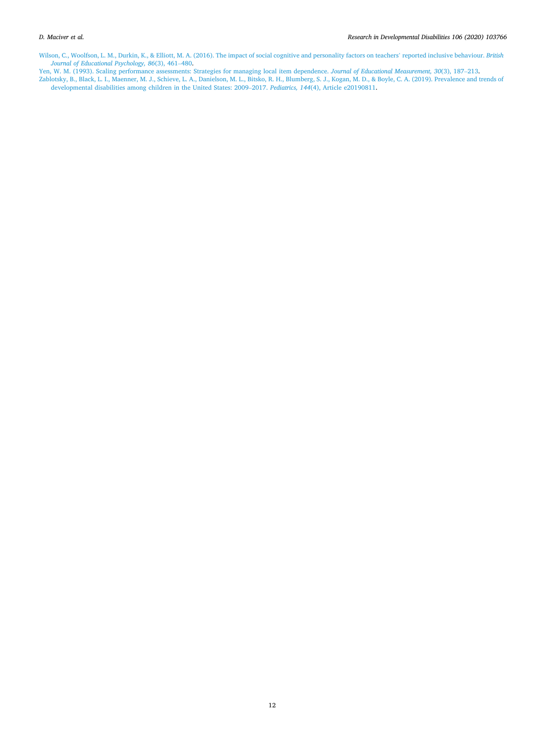Wilson, C., Woolfson, L. M., Durkin, K., & Elliott, M. A. (2016). The impact of social cognitive and personality factors on teachers' reported inclusive behaviour. *British Journal of Educational Psychology, 86*(3), 461–480.

Yen, W. M. (1993). Scaling performance assessments: Strategies for managing local item dependence. *Journal of Educational Measurement, 30*(3), 187–213.

Zablotsky, B., Black, L. I., Maenner, M. J., Schieve, L. A., Danielson, M. L., Bitsko, R. H., Blumberg, S. J., Kogan, M. D., & Boyle, C. A. (2019). Prevalence and trends of developmental disabilities among children in the United States: 2009–2017. *Pediatrics, 144*(4), Article e20190811.